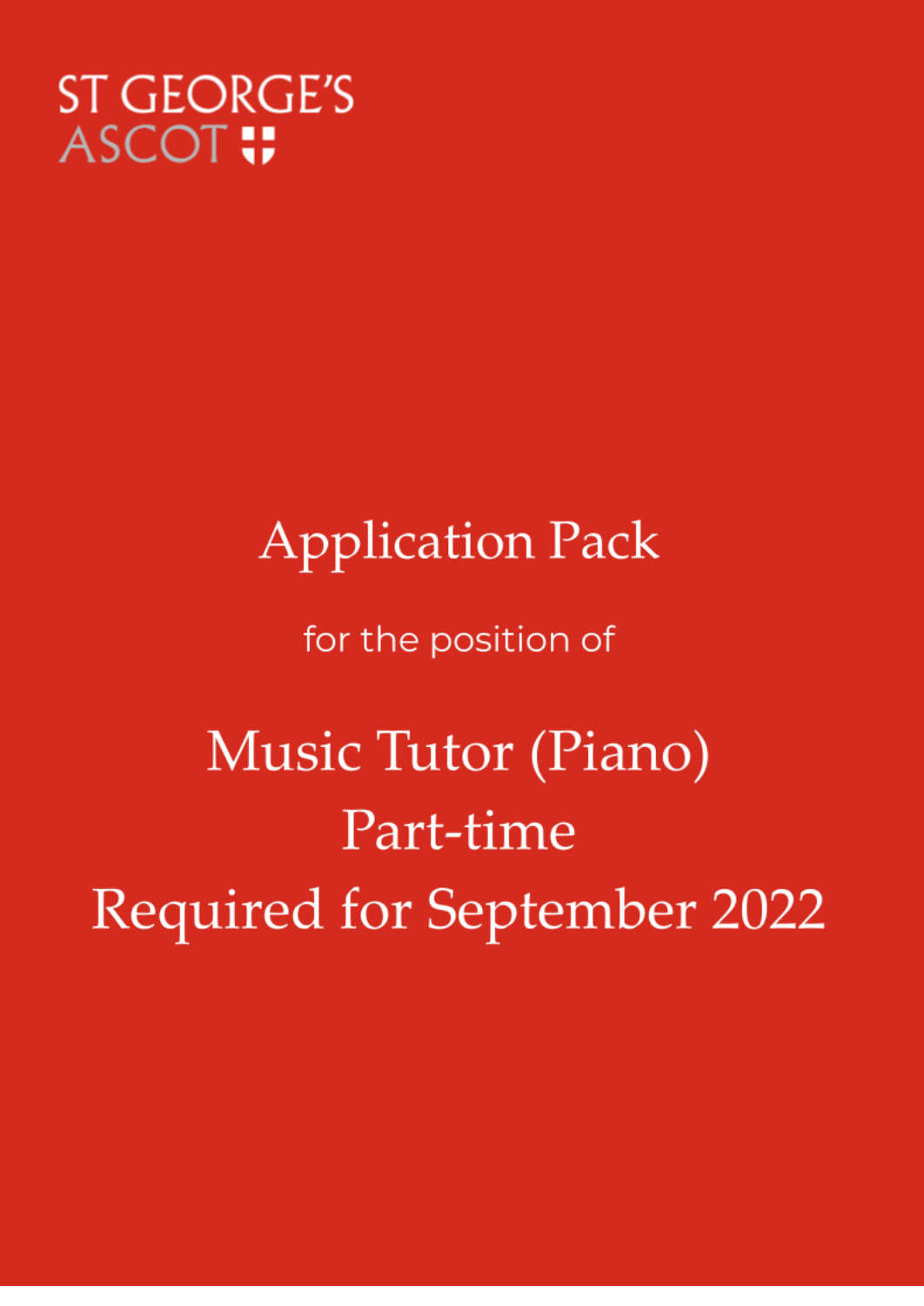ST GEORGE'S
ASCOT

# Application Pack

for the position of

# Music Tutor (Piano)
# Part-time
# Required for September 2022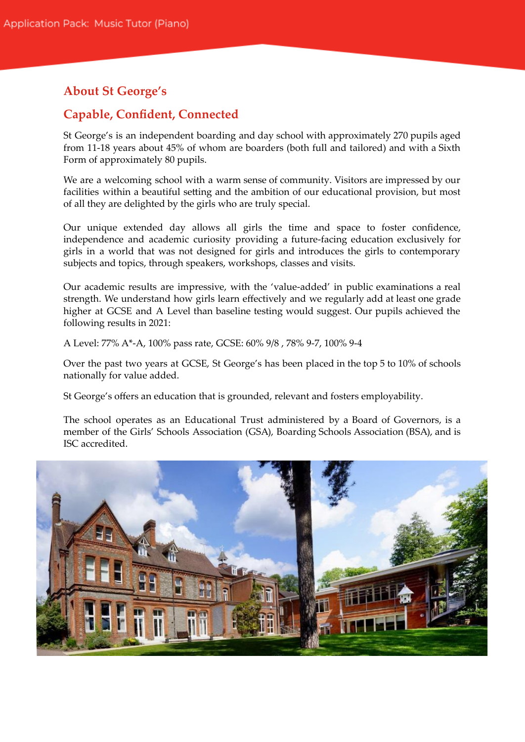## About St George's

## Capable, Confident, Connected

St George's is an independent boarding and day school with approximately 270 pupils aged from 11-18 years about 45% of whom are boarders (both full and tailored) and with a Sixth Form of approximately 80 pupils.

We are a welcoming school with a warm sense of community. Visitors are impressed by our facilities within a beautiful setting and the ambition of our educational provision, but most of all they are delighted by the girls who are truly special.

Our unique extended day allows all girls the time and space to foster confidence, independence and academic curiosity providing a future-facing education exclusively for girls in a world that was not designed for girls and introduces the girls to contemporary subjects and topics, through speakers, workshops, classes and visits.

Our academic results are impressive, with the 'value-added' in public examinations a real strength. We understand how girls learn effectively and we regularly add at least one grade higher at GCSE and A Level than baseline testing would suggest. Our pupils achieved the following results in 2021:

A Level: 77% A*-A, 100% pass rate, GCSE: 60% 9/8 , 78% 9-7, 100% 9-4

Over the past two years at GCSE, St George's has been placed in the top 5 to 10% of schools nationally for value added.

St George's offers an education that is grounded, relevant and fosters employability.

The school operates as an Educational Trust administered by a Board of Governors, is a member of the Girls' Schools Association (GSA), Boarding Schools Association (BSA), and is ISC accredited.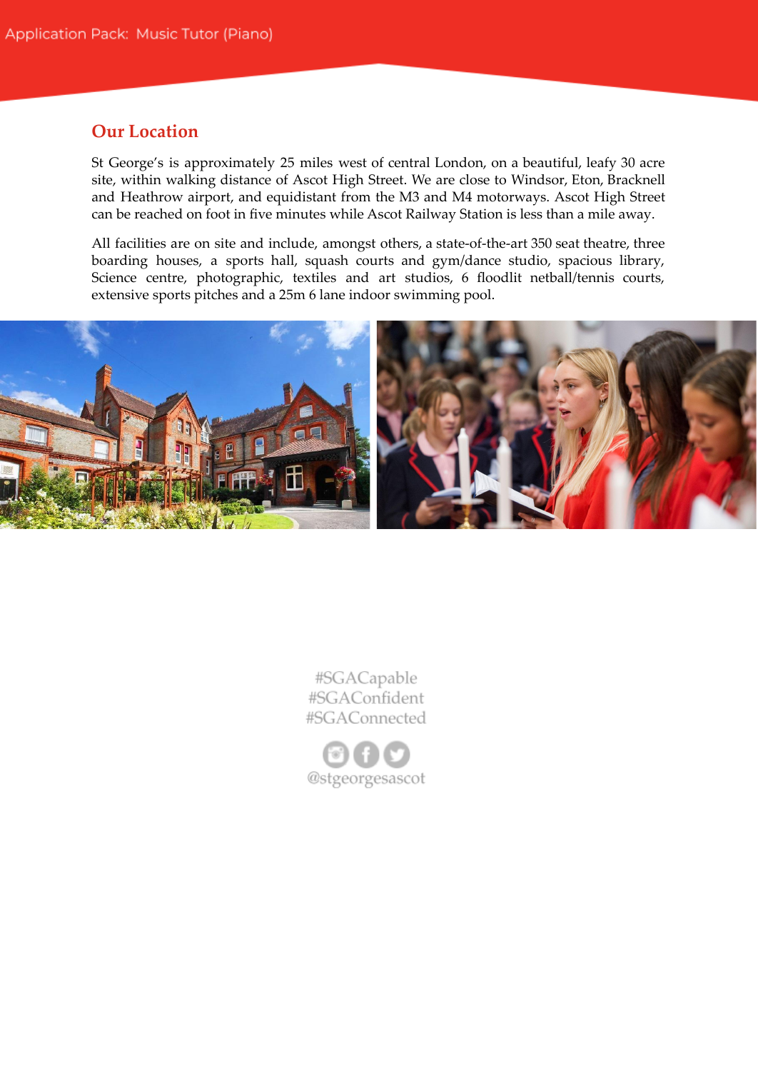## Our Location

St George's is approximately 25 miles west of central London, on a beautiful, leafy 30 acre site, within walking distance of Ascot High Street. We are close to Windsor, Eton, Bracknell and Heathrow airport, and equidistant from the M3 and M4 motorways. Ascot High Street can be reached on foot in five minutes while Ascot Railway Station is less than a mile away.

All facilities are on site and include, amongst others, a state-of-the-art 350 seat theatre, three boarding houses, a sports hall, squash courts and gym/dance studio, spacious library, Science centre, photographic, textiles and art studios, 6 floodlit netball/tennis courts, extensive sports pitches and a 25m 6 lane indoor swimming pool.

#SGACapable
#SGAConfident
#SGAConnected

@stgeorgesascot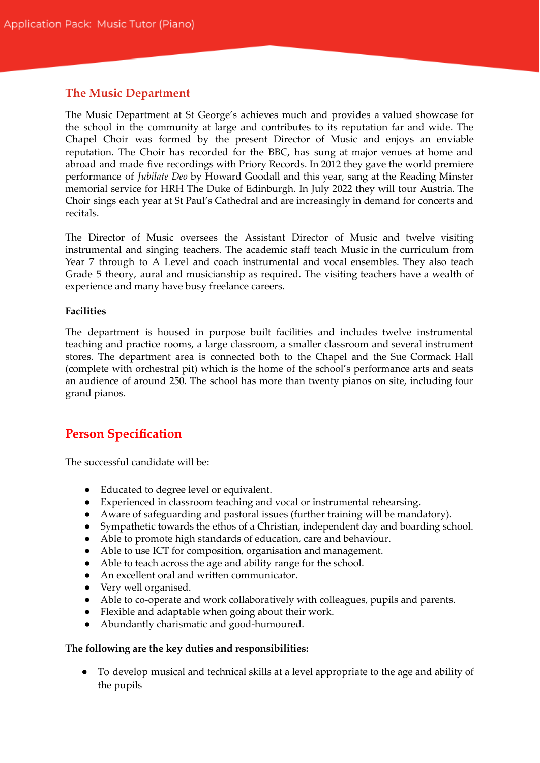## The Music Department

The Music Department at St George's achieves much and provides a valued showcase for the school in the community at large and contributes to its reputation far and wide. The Chapel Choir was formed by the present Director of Music and enjoys an enviable reputation. The Choir has recorded for the BBC, has sung at major venues at home and abroad and made five recordings with Priory Records. In 2012 they gave the world premiere performance of *Jubilate Deo* by Howard Goodall and this year, sang at the Reading Minster memorial service for HRH The Duke of Edinburgh. In July 2022 they will tour Austria. The Choir sings each year at St Paul's Cathedral and are increasingly in demand for concerts and recitals.

The Director of Music oversees the Assistant Director of Music and twelve visiting instrumental and singing teachers. The academic staff teach Music in the curriculum from Year 7 through to A Level and coach instrumental and vocal ensembles. They also teach Grade 5 theory, aural and musicianship as required. The visiting teachers have a wealth of experience and many have busy freelance careers.

**Facilities**

The department is housed in purpose built facilities and includes twelve instrumental teaching and practice rooms, a large classroom, a smaller classroom and several instrument stores. The department area is connected both to the Chapel and the Sue Cormack Hall (complete with orchestral pit) which is the home of the school's performance arts and seats an audience of around 250. The school has more than twenty pianos on site, including four grand pianos.

## Person Specification

The successful candidate will be:

- Educated to degree level or equivalent.
- Experienced in classroom teaching and vocal or instrumental rehearsing.
- Aware of safeguarding and pastoral issues (further training will be mandatory).
- Sympathetic towards the ethos of a Christian, independent day and boarding school.
- Able to promote high standards of education, care and behaviour.
- Able to use ICT for composition, organisation and management.
- Able to teach across the age and ability range for the school.
- An excellent oral and written communicator.
- Very well organised.
- Able to co-operate and work collaboratively with colleagues, pupils and parents.
- Flexible and adaptable when going about their work.
- Abundantly charismatic and good-humoured.

**The following are the key duties and responsibilities:**

- To develop musical and technical skills at a level appropriate to the age and ability of the pupils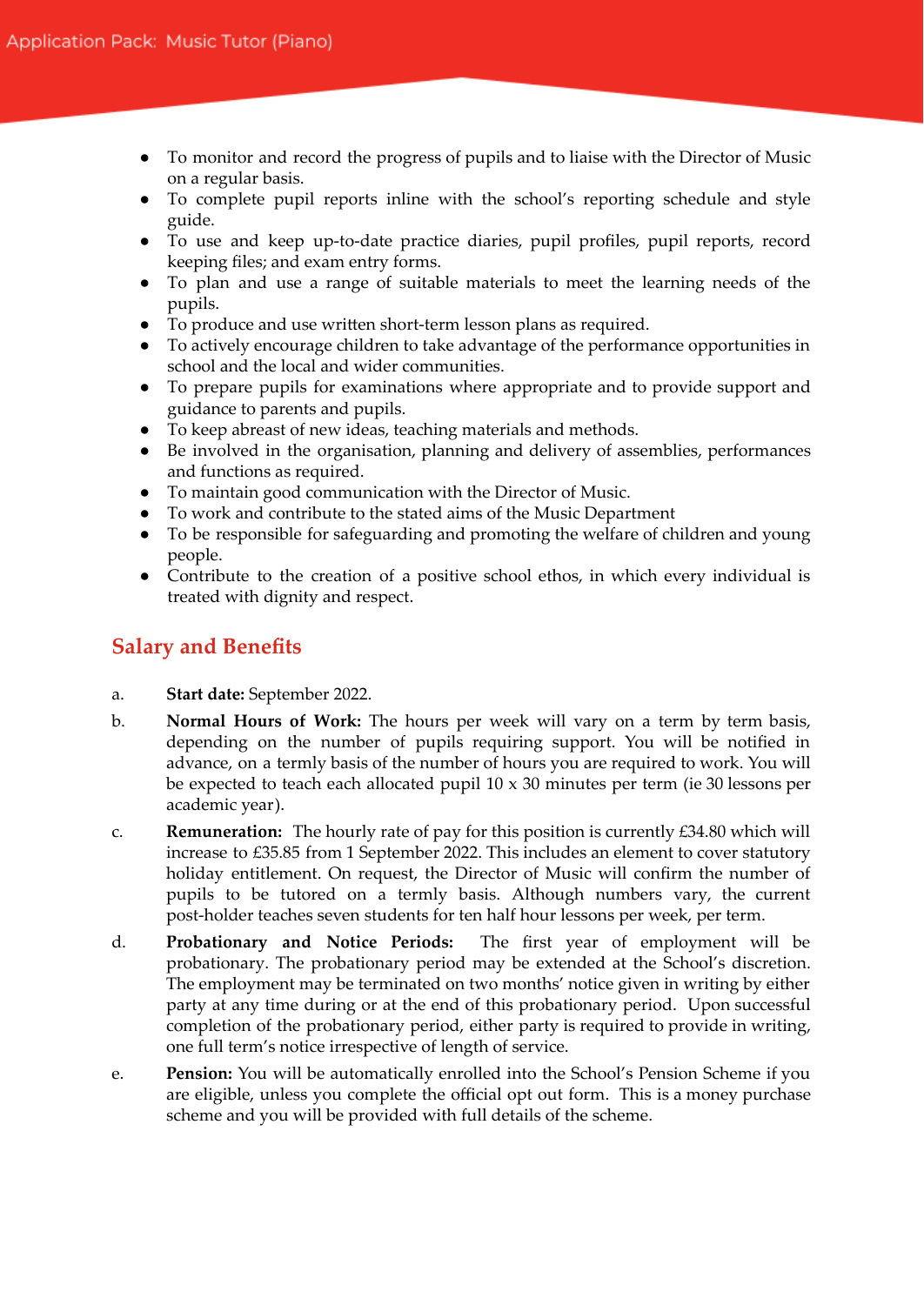- To monitor and record the progress of pupils and to liaise with the Director of Music on a regular basis.
- To complete pupil reports inline with the school's reporting schedule and style guide.
- To use and keep up-to-date practice diaries, pupil profiles, pupil reports, record keeping files; and exam entry forms.
- To plan and use a range of suitable materials to meet the learning needs of the pupils.
- To produce and use written short-term lesson plans as required.
- To actively encourage children to take advantage of the performance opportunities in school and the local and wider communities.
- To prepare pupils for examinations where appropriate and to provide support and guidance to parents and pupils.
- To keep abreast of new ideas, teaching materials and methods.
- Be involved in the organisation, planning and delivery of assemblies, performances and functions as required.
- To maintain good communication with the Director of Music.
- To work and contribute to the stated aims of the Music Department
- To be responsible for safeguarding and promoting the welfare of children and young people.
- Contribute to the creation of a positive school ethos, in which every individual is treated with dignity and respect.

## Salary and Benefits

a. **Start date:** September 2022.

b. **Normal Hours of Work:** The hours per week will vary on a term by term basis, depending on the number of pupils requiring support. You will be notified in advance, on a termly basis of the number of hours you are required to work. You will be expected to teach each allocated pupil 10 x 30 minutes per term (ie 30 lessons per academic year).

c. **Remuneration:** The hourly rate of pay for this position is currently £34.80 which will increase to £35.85 from 1 September 2022. This includes an element to cover statutory holiday entitlement. On request, the Director of Music will confirm the number of pupils to be tutored on a termly basis. Although numbers vary, the current post-holder teaches seven students for ten half hour lessons per week, per term.

d. **Probationary and Notice Periods:** The first year of employment will be probationary. The probationary period may be extended at the School's discretion. The employment may be terminated on two months' notice given in writing by either party at any time during or at the end of this probationary period. Upon successful completion of the probationary period, either party is required to provide in writing, one full term's notice irrespective of length of service.

e. **Pension:** You will be automatically enrolled into the School's Pension Scheme if you are eligible, unless you complete the official opt out form. This is a money purchase scheme and you will be provided with full details of the scheme.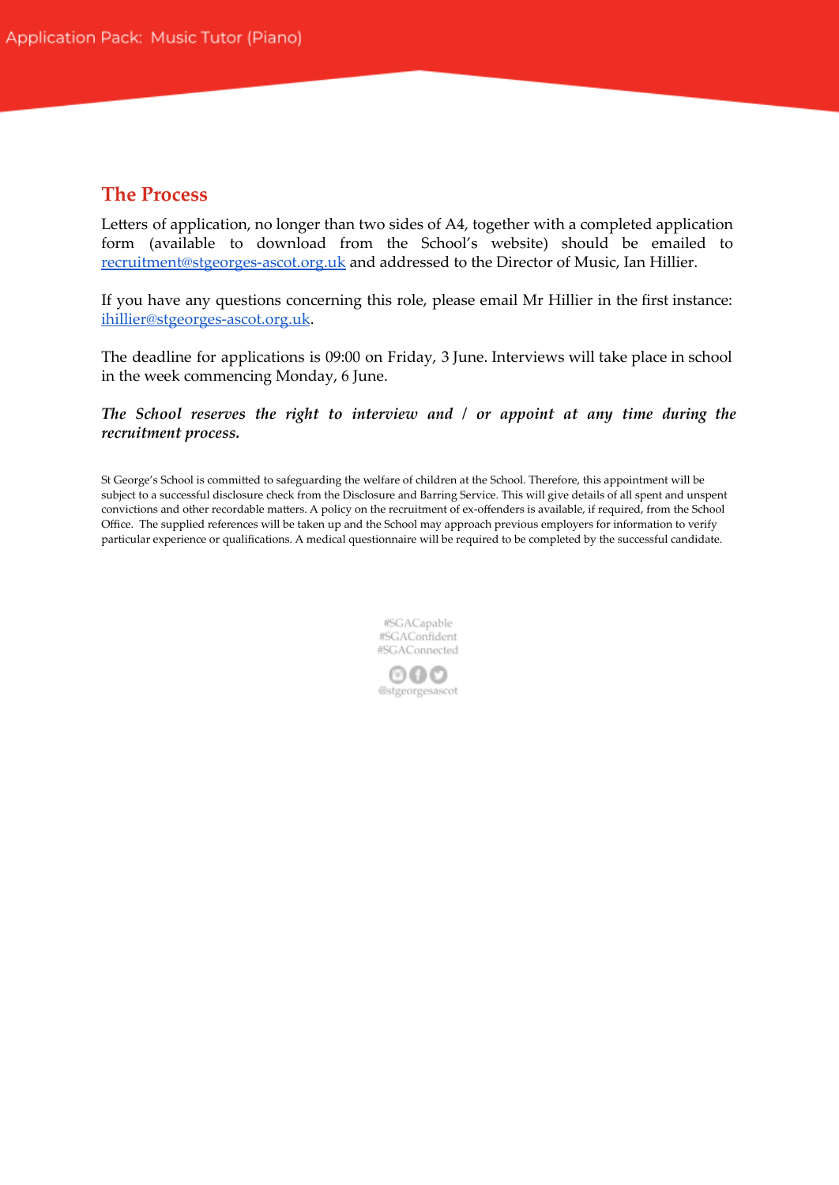## The Process

Letters of application, no longer than two sides of A4, together with a completed application form (available to download from the School's website) should be emailed to recruitment@stgeorges-ascot.org.uk and addressed to the Director of Music, Ian Hillier.

If you have any questions concerning this role, please email Mr Hillier in the first instance: ihillier@stgeorges-ascot.org.uk.

The deadline for applications is 09:00 on Friday, 3 June. Interviews will take place in school in the week commencing Monday, 6 June.

***The School reserves the right to interview and / or appoint at any time during the recruitment process.***

St George's School is committed to safeguarding the welfare of children at the School. Therefore, this appointment will be subject to a successful disclosure check from the Disclosure and Barring Service. This will give details of all spent and unspent convictions and other recordable matters. A policy on the recruitment of ex-offenders is available, if required, from the School Office. The supplied references will be taken up and the School may approach previous employers for information to verify particular experience or qualifications. A medical questionnaire will be required to be completed by the successful candidate.

#SGACapable
#SGAConfident
#SGAConnected

@stgeorgesascot